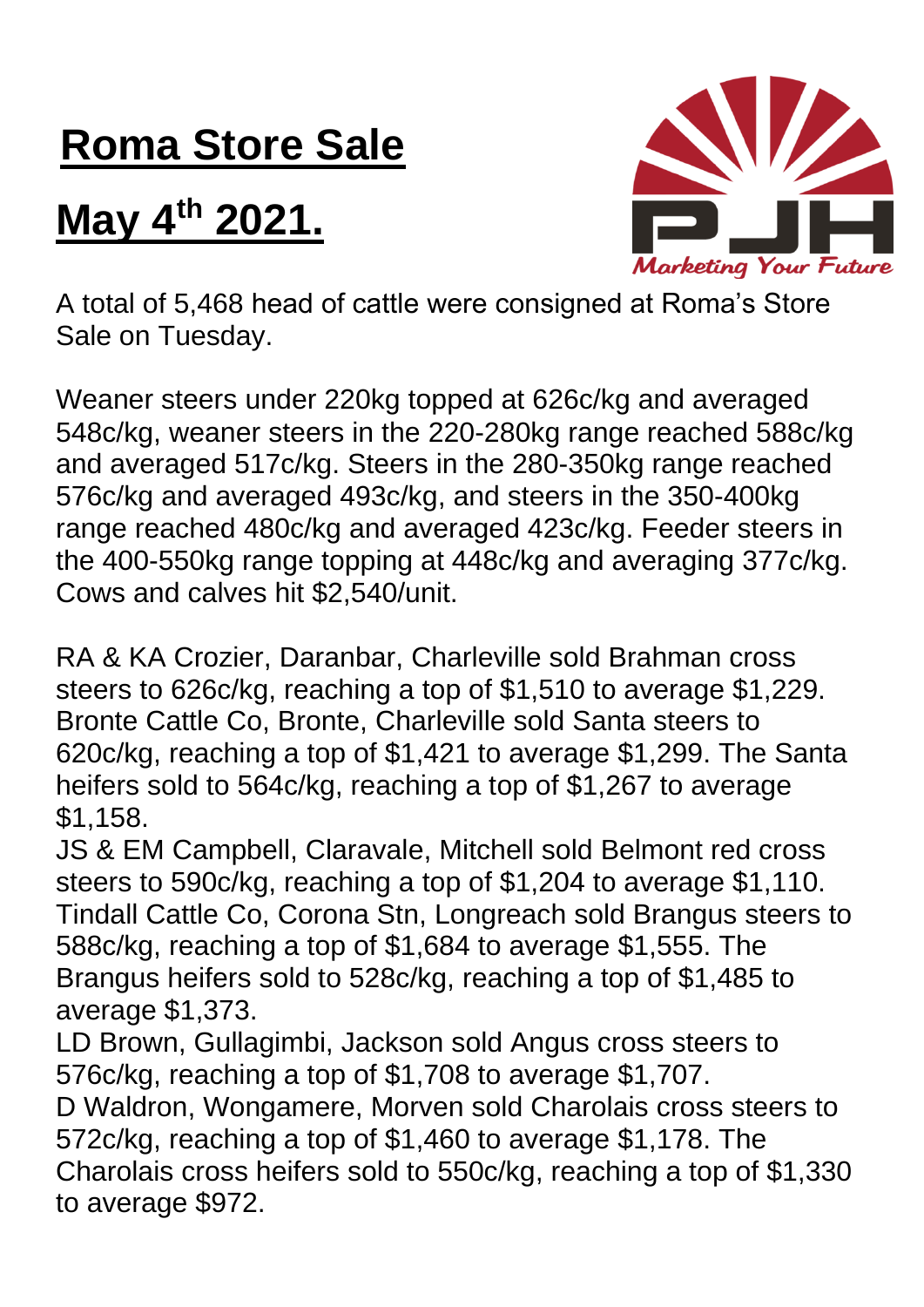# Roma Store Sale

## May 4th 2021.

Marketing Your Future

A total of 5,468 head of cattle were consigned at Roma's Store Sale on Tuesday.

Weaner steers under 220kg topped at 626c/kg and averaged 548c/kg, weaner steers in the 220-280kg range reached 588c/kg and averaged 517c/kg. Steers in the 280-350kg range reached 576c/kg and averaged 493c/kg, and steers in the 350-400kg range reached 480c/kg and averaged 423c/kg. Feeder steers in the 400-550kg range topping at 448c/kg and averaging 377c/kg. Cows and calves hit $2,540/unit.

RA & KA Crozier, Daranbar, Charleville sold Brahman cross steers to 626c/kg, reaching a top of $1,510 to average $1,229. Bronte Cattle Co, Bronte, Charleville sold Santa steers to 620c/kg, reaching a top of $1,421 to average $1,299. The Santa heifers sold to 564c/kg, reaching a top of $1,267 to average $1,158.

JS & EM Campbell, Claravale, Mitchell sold Belmont red cross steers to 590c/kg, reaching a top of $1,204 to average $1,110.

Tindall Cattle Co, Corona Stn, Longreach sold Brangus steers to 588c/kg, reaching a top of $1,684 to average $1,555. The Brangus heifers sold to 528c/kg, reaching a top of $1,485 to average $1,373.

LD Brown, Gullagimbi, Jackson sold Angus cross steers to 576c/kg, reaching a top of $1,708 to average $1,707.

D Waldron, Wongamere, Morven sold Charolais cross steers to 572c/kg, reaching a top of $1,460 to average $1,178. The Charolais cross heifers sold to 550c/kg, reaching a top of $1,330 to average $972.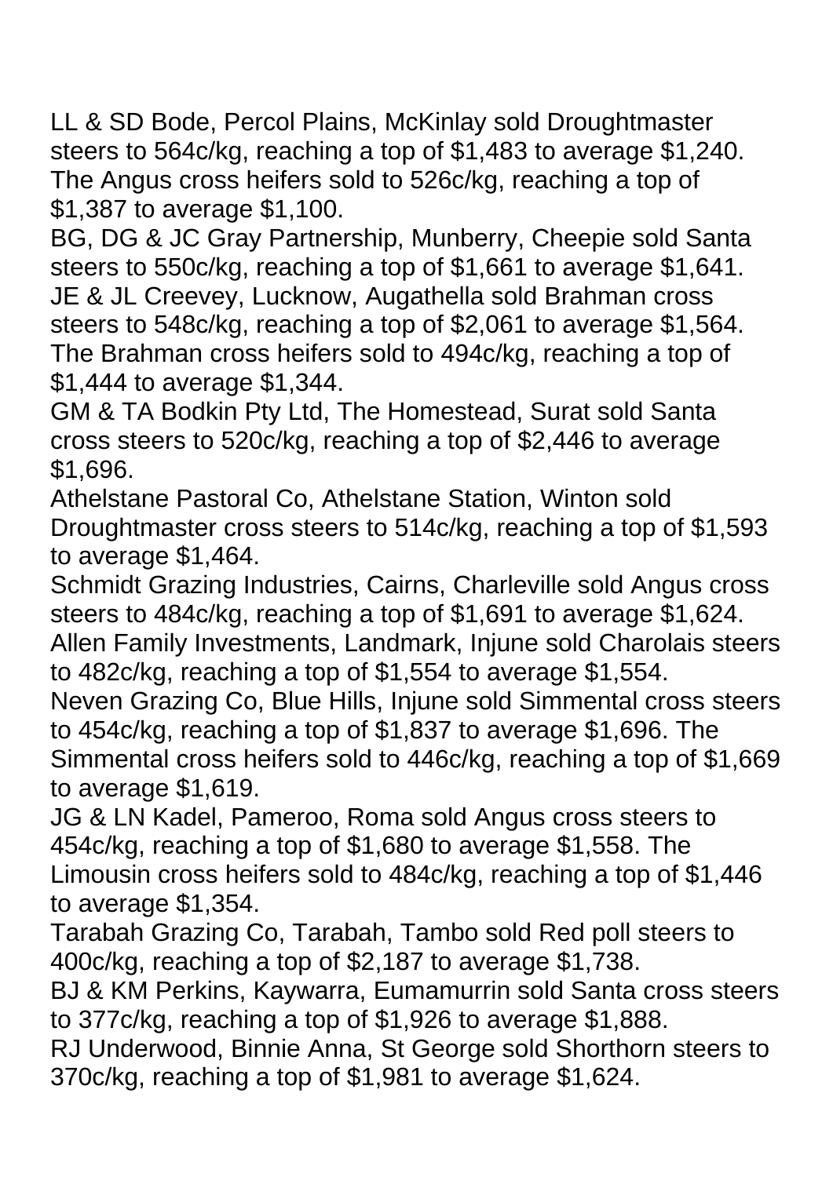LL & SD Bode, Percol Plains, McKinlay sold Droughtmaster steers to 564c/kg, reaching a top of $1,483 to average $1,240. The Angus cross heifers sold to 526c/kg, reaching a top of $1,387 to average $1,100.

BG, DG & JC Gray Partnership, Munberry, Cheepie sold Santa steers to 550c/kg, reaching a top of $1,661 to average $1,641.

JE & JL Creevey, Lucknow, Augathella sold Brahman cross steers to 548c/kg, reaching a top of $2,061 to average $1,564. The Brahman cross heifers sold to 494c/kg, reaching a top of $1,444 to average $1,344.

GM & TA Bodkin Pty Ltd, The Homestead, Surat sold Santa cross steers to 520c/kg, reaching a top of $2,446 to average $1,696.

Athelstane Pastoral Co, Athelstane Station, Winton sold Droughtmaster cross steers to 514c/kg, reaching a top of $1,593 to average $1,464.

Schmidt Grazing Industries, Cairns, Charleville sold Angus cross steers to 484c/kg, reaching a top of $1,691 to average $1,624.

Allen Family Investments, Landmark, Injune sold Charolais steers to 482c/kg, reaching a top of $1,554 to average $1,554.

Neven Grazing Co, Blue Hills, Injune sold Simmental cross steers to 454c/kg, reaching a top of $1,837 to average $1,696. The Simmental cross heifers sold to 446c/kg, reaching a top of $1,669 to average $1,619.

JG & LN Kadel, Pameroo, Roma sold Angus cross steers to 454c/kg, reaching a top of $1,680 to average $1,558. The Limousin cross heifers sold to 484c/kg, reaching a top of $1,446 to average $1,354.

Tarabah Grazing Co, Tarabah, Tambo sold Red poll steers to 400c/kg, reaching a top of $2,187 to average $1,738.

BJ & KM Perkins, Kaywarra, Eumamurrin sold Santa cross steers to 377c/kg, reaching a top of $1,926 to average $1,888.

RJ Underwood, Binnie Anna, St George sold Shorthorn steers to 370c/kg, reaching a top of $1,981 to average $1,624.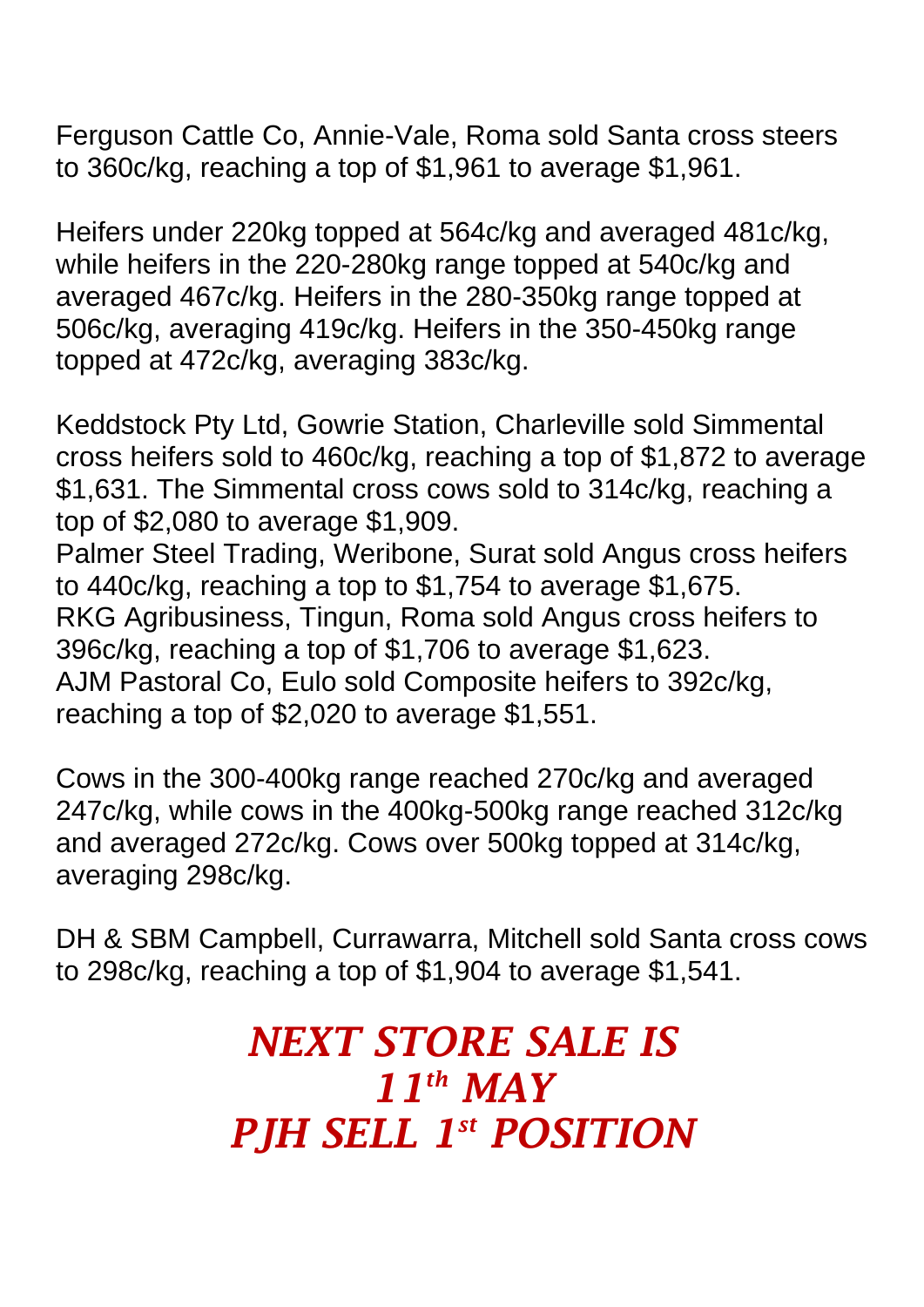Ferguson Cattle Co, Annie-Vale, Roma sold Santa cross steers to 360c/kg, reaching a top of $1,961 to average $1,961.

Heifers under 220kg topped at 564c/kg and averaged 481c/kg, while heifers in the 220-280kg range topped at 540c/kg and averaged 467c/kg. Heifers in the 280-350kg range topped at 506c/kg, averaging 419c/kg. Heifers in the 350-450kg range topped at 472c/kg, averaging 383c/kg.

Keddstock Pty Ltd, Gowrie Station, Charleville sold Simmental cross heifers sold to 460c/kg, reaching a top of $1,872 to average $1,631. The Simmental cross cows sold to 314c/kg, reaching a top of $2,080 to average $1,909.
Palmer Steel Trading, Weribone, Surat sold Angus cross heifers to 440c/kg, reaching a top to $1,754 to average $1,675.
RKG Agribusiness, Tingun, Roma sold Angus cross heifers to 396c/kg, reaching a top of $1,706 to average $1,623.
AJM Pastoral Co, Eulo sold Composite heifers to 392c/kg, reaching a top of $2,020 to average $1,551.

Cows in the 300-400kg range reached 270c/kg and averaged 247c/kg, while cows in the 400kg-500kg range reached 312c/kg and averaged 272c/kg. Cows over 500kg topped at 314c/kg, averaging 298c/kg.

DH & SBM Campbell, Currawarra, Mitchell sold Santa cross cows to 298c/kg, reaching a top of $1,904 to average $1,541.

***NEXT STORE SALE IS 11th MAY***
***PJH SELL 1st POSITION***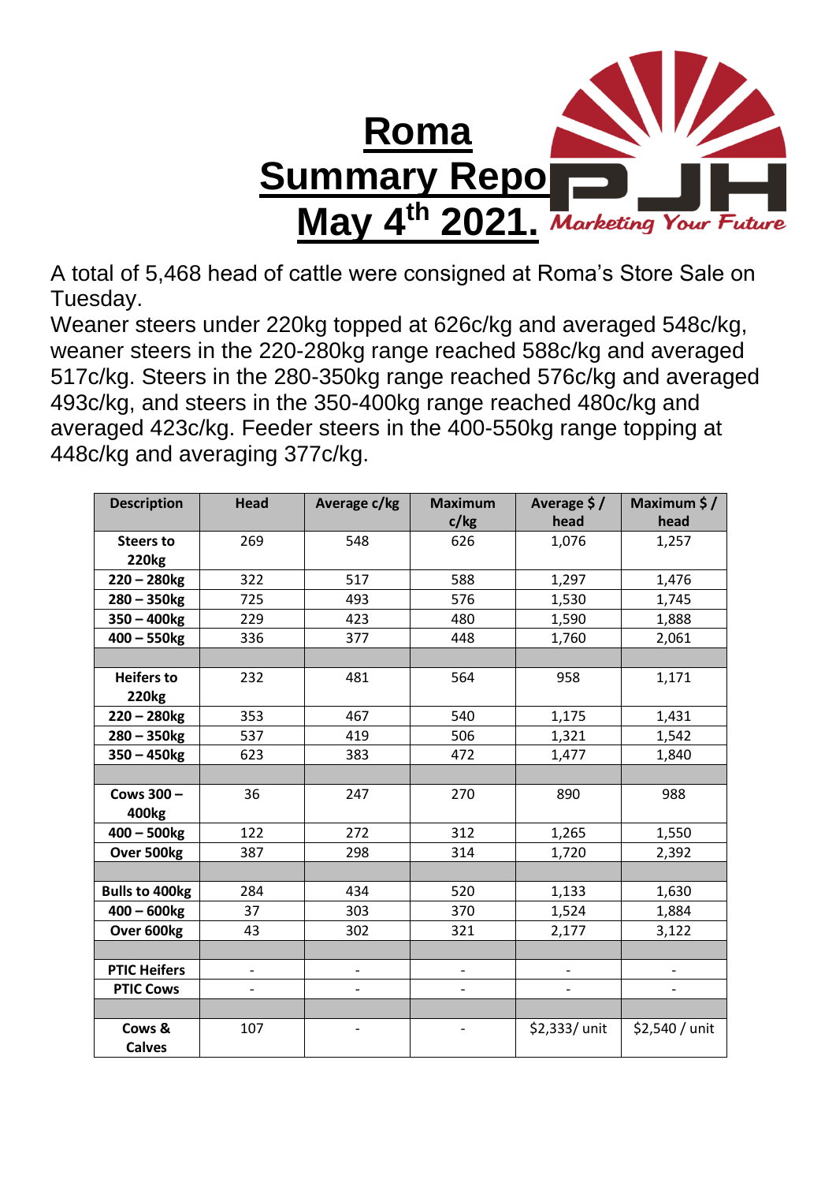# Roma Summary Report May 4th 2021.

Marketing Your Future

A total of 5,468 head of cattle were consigned at Roma's Store Sale on Tuesday.

Weaner steers under 220kg topped at 626c/kg and averaged 548c/kg, weaner steers in the 220-280kg range reached 588c/kg and averaged 517c/kg. Steers in the 280-350kg range reached 576c/kg and averaged 493c/kg, and steers in the 350-400kg range reached 480c/kg and averaged 423c/kg. Feeder steers in the 400-550kg range topping at 448c/kg and averaging 377c/kg.

| Description | Head | Average c/kg | Maximum c/kg | Average $ / head | Maximum $ / head |
|---|---|---|---|---|---|
| Steers to 220kg | 269 | 548 | 626 | 1,076 | 1,257 |
| 220 – 280kg | 322 | 517 | 588 | 1,297 | 1,476 |
| 280 – 350kg | 725 | 493 | 576 | 1,530 | 1,745 |
| 350 – 400kg | 229 | 423 | 480 | 1,590 | 1,888 |
| 400 – 550kg | 336 | 377 | 448 | 1,760 | 2,061 |
| | | | | | |
| Heifers to 220kg | 232 | 481 | 564 | 958 | 1,171 |
| 220 – 280kg | 353 | 467 | 540 | 1,175 | 1,431 |
| 280 – 350kg | 537 | 419 | 506 | 1,321 | 1,542 |
| 350 – 450kg | 623 | 383 | 472 | 1,477 | 1,840 |
| | | | | | |
| Cows 300 – 400kg | 36 | 247 | 270 | 890 | 988 |
| 400 – 500kg | 122 | 272 | 312 | 1,265 | 1,550 |
| Over 500kg | 387 | 298 | 314 | 1,720 | 2,392 |
| | | | | | |
| Bulls to 400kg | 284 | 434 | 520 | 1,133 | 1,630 |
| 400 – 600kg | 37 | 303 | 370 | 1,524 | 1,884 |
| Over 600kg | 43 | 302 | 321 | 2,177 | 3,122 |
| | | | | | |
| PTIC Heifers | - | - | - | - | - |
| PTIC Cows | - | - | - | - | - |
| | | | | | |
| Cows & Calves | 107 | - | - | $2,333/ unit | $2,540 / unit |